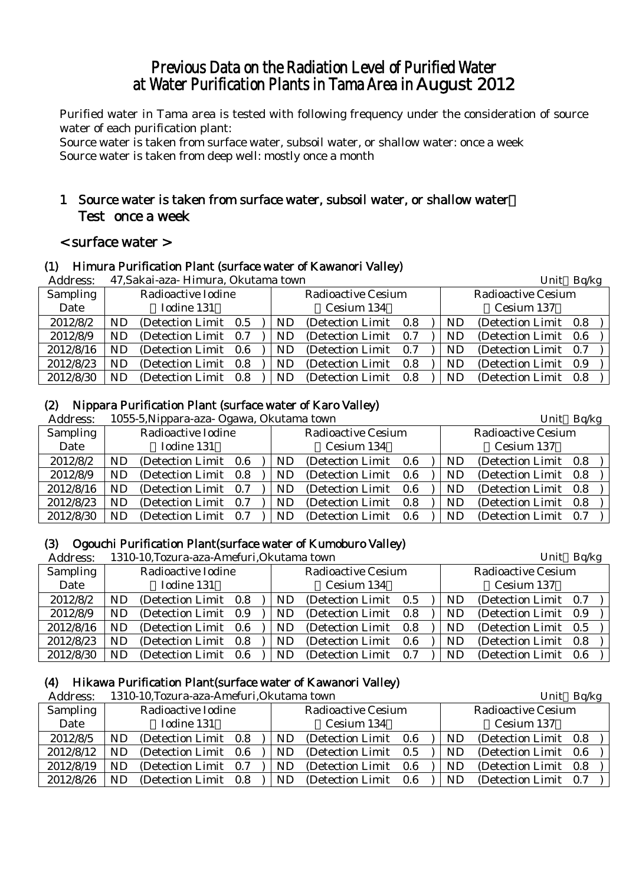# Previous Data on the Radiation Level of Purified Water at Water Purification Plants in Tama Area in August 2012

Purified water in Tama area is tested with following frequency under the consideration of source water of each purification plant:
Source water is taken from surface water, subsoil water, or shallow water: once a week
Source water is taken from deep well: mostly once a month

## 1 Source water is taken from surface water, subsoil water, or shallow water: Test once a week

### < surface water >

#### (1) Himura Purification Plant (surface water of Kawanori Valley)

Address: 47,Sakai-aza- Himura, Okutama town　　Unit: Bq/kg

| Sampling Date | Radioactive Iodine (Iodine 131) | Radioactive Cesium (Cesium 134) | Radioactive Cesium (Cesium 137) |
|---|---|---|---|
| 2012/8/2 | ND (Detection Limit 0.5 ) | ND (Detection Limit 0.8 ) | ND (Detection Limit 0.8 ) |
| 2012/8/9 | ND (Detection Limit 0.7 ) | ND (Detection Limit 0.7 ) | ND (Detection Limit 0.6 ) |
| 2012/8/16 | ND (Detection Limit 0.6 ) | ND (Detection Limit 0.7 ) | ND (Detection Limit 0.7 ) |
| 2012/8/23 | ND (Detection Limit 0.8 ) | ND (Detection Limit 0.8 ) | ND (Detection Limit 0.9 ) |
| 2012/8/30 | ND (Detection Limit 0.8 ) | ND (Detection Limit 0.8 ) | ND (Detection Limit 0.8 ) |

#### (2) Nippara Purification Plant (surface water of Karo Valley)

Address: 1055-5,Nippara-aza- Ogawa, Okutama town　　Unit: Bq/kg

| Sampling Date | Radioactive Iodine (Iodine 131) | Radioactive Cesium (Cesium 134) | Radioactive Cesium (Cesium 137) |
|---|---|---|---|
| 2012/8/2 | ND (Detection Limit 0.6 ) | ND (Detection Limit 0.6 ) | ND (Detection Limit 0.8 ) |
| 2012/8/9 | ND (Detection Limit 0.8 ) | ND (Detection Limit 0.6 ) | ND (Detection Limit 0.8 ) |
| 2012/8/16 | ND (Detection Limit 0.7 ) | ND (Detection Limit 0.6 ) | ND (Detection Limit 0.8 ) |
| 2012/8/23 | ND (Detection Limit 0.7 ) | ND (Detection Limit 0.8 ) | ND (Detection Limit 0.8 ) |
| 2012/8/30 | ND (Detection Limit 0.7 ) | ND (Detection Limit 0.6 ) | ND (Detection Limit 0.7 ) |

#### (3) Ogouchi Purification Plant(surface water of Kumoburo Valley)

Address: 1310-10,Tozura-aza-Amefuri,Okutama town　　Unit: Bq/kg

| Sampling Date | Radioactive Iodine (Iodine 131) | Radioactive Cesium (Cesium 134) | Radioactive Cesium (Cesium 137) |
|---|---|---|---|
| 2012/8/2 | ND (Detection Limit 0.8 ) | ND (Detection Limit 0.5 ) | ND (Detection Limit 0.7 ) |
| 2012/8/9 | ND (Detection Limit 0.9 ) | ND (Detection Limit 0.8 ) | ND (Detection Limit 0.9 ) |
| 2012/8/16 | ND (Detection Limit 0.6 ) | ND (Detection Limit 0.8 ) | ND (Detection Limit 0.5 ) |
| 2012/8/23 | ND (Detection Limit 0.8 ) | ND (Detection Limit 0.6 ) | ND (Detection Limit 0.8 ) |
| 2012/8/30 | ND (Detection Limit 0.6 ) | ND (Detection Limit 0.7 ) | ND (Detection Limit 0.6 ) |

#### (4) Hikawa Purification Plant(surface water of Kawanori Valley)

Address: 1310-10,Tozura-aza-Amefuri,Okutama town　　Unit: Bq/kg

| Sampling Date | Radioactive Iodine (Iodine 131) | Radioactive Cesium (Cesium 134) | Radioactive Cesium (Cesium 137) |
|---|---|---|---|
| 2012/8/5 | ND (Detection Limit 0.8 ) | ND (Detection Limit 0.6 ) | ND (Detection Limit 0.8 ) |
| 2012/8/12 | ND (Detection Limit 0.6 ) | ND (Detection Limit 0.5 ) | ND (Detection Limit 0.6 ) |
| 2012/8/19 | ND (Detection Limit 0.7 ) | ND (Detection Limit 0.6 ) | ND (Detection Limit 0.8 ) |
| 2012/8/26 | ND (Detection Limit 0.8 ) | ND (Detection Limit 0.6 ) | ND (Detection Limit 0.7 ) |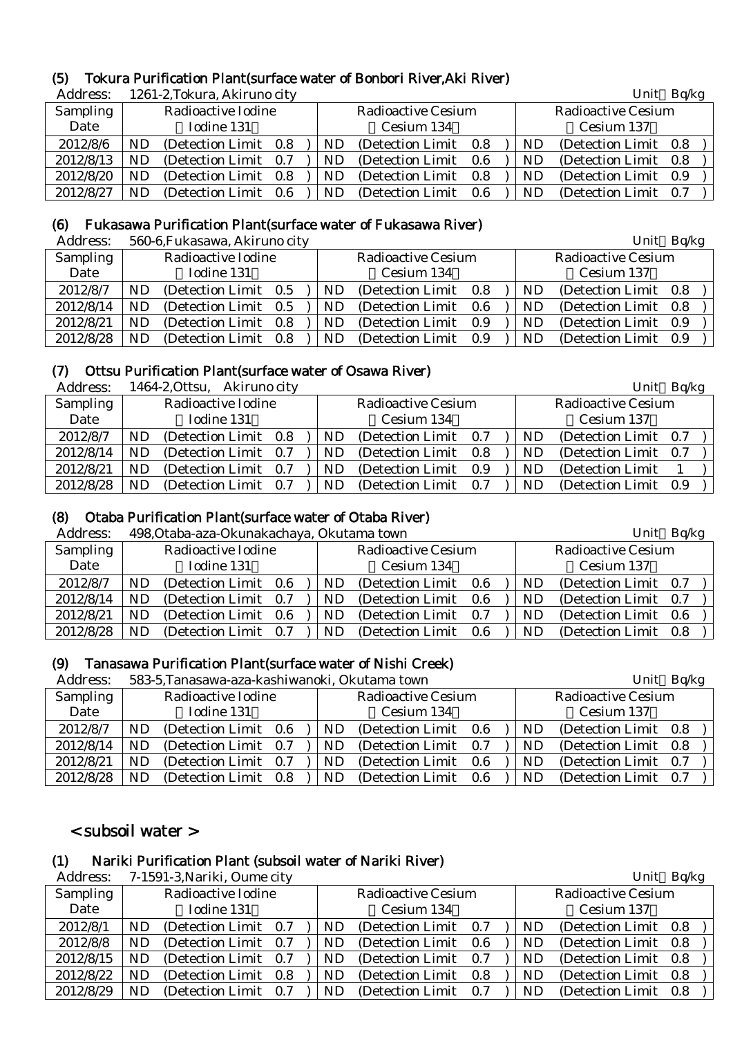### (5) Tokura Purification Plant(surface water of Bonbori River,Aki River)

Address: 1261-2,Tokura, Akiruno city

Unit：Bq/kg

| Sampling Date | Radioactive Iodine (Iodine 131) | Radioactive Cesium (Cesium 134) | Radioactive Cesium (Cesium 137) |
|---|---|---|---|
| 2012/8/6 | ND (Detection Limit 0.8) | ND (Detection Limit 0.8) | ND (Detection Limit 0.8) |
| 2012/8/13 | ND (Detection Limit 0.7) | ND (Detection Limit 0.6) | ND (Detection Limit 0.8) |
| 2012/8/20 | ND (Detection Limit 0.8) | ND (Detection Limit 0.8) | ND (Detection Limit 0.9) |
| 2012/8/27 | ND (Detection Limit 0.6) | ND (Detection Limit 0.6) | ND (Detection Limit 0.7) |

### (6) Fukasawa Purification Plant(surface water of Fukasawa River)

Address: 560-6,Fukasawa, Akiruno city

Unit：Bq/kg

| Sampling Date | Radioactive Iodine (Iodine 131) | Radioactive Cesium (Cesium 134) | Radioactive Cesium (Cesium 137) |
|---|---|---|---|
| 2012/8/7 | ND (Detection Limit 0.5) | ND (Detection Limit 0.8) | ND (Detection Limit 0.8) |
| 2012/8/14 | ND (Detection Limit 0.5) | ND (Detection Limit 0.6) | ND (Detection Limit 0.8) |
| 2012/8/21 | ND (Detection Limit 0.8) | ND (Detection Limit 0.9) | ND (Detection Limit 0.9) |
| 2012/8/28 | ND (Detection Limit 0.8) | ND (Detection Limit 0.9) | ND (Detection Limit 0.9) |

### (7) Ottsu Purification Plant(surface water of Osawa River)

Address: 1464-2,Ottsu, Akiruno city

Unit：Bq/kg

| Sampling Date | Radioactive Iodine (Iodine 131) | Radioactive Cesium (Cesium 134) | Radioactive Cesium (Cesium 137) |
|---|---|---|---|
| 2012/8/7 | ND (Detection Limit 0.8) | ND (Detection Limit 0.7) | ND (Detection Limit 0.7) |
| 2012/8/14 | ND (Detection Limit 0.7) | ND (Detection Limit 0.8) | ND (Detection Limit 0.7) |
| 2012/8/21 | ND (Detection Limit 0.7) | ND (Detection Limit 0.9) | ND (Detection Limit 1) |
| 2012/8/28 | ND (Detection Limit 0.7) | ND (Detection Limit 0.7) | ND (Detection Limit 0.9) |

### (8) Otaba Purification Plant(surface water of Otaba River)

Address: 498,Otaba-aza-Okunakachaya, Okutama town

Unit：Bq/kg

| Sampling Date | Radioactive Iodine (Iodine 131) | Radioactive Cesium (Cesium 134) | Radioactive Cesium (Cesium 137) |
|---|---|---|---|
| 2012/8/7 | ND (Detection Limit 0.6) | ND (Detection Limit 0.6) | ND (Detection Limit 0.7) |
| 2012/8/14 | ND (Detection Limit 0.7) | ND (Detection Limit 0.6) | ND (Detection Limit 0.7) |
| 2012/8/21 | ND (Detection Limit 0.6) | ND (Detection Limit 0.7) | ND (Detection Limit 0.6) |
| 2012/8/28 | ND (Detection Limit 0.7) | ND (Detection Limit 0.6) | ND (Detection Limit 0.8) |

### (9) Tanasawa Purification Plant(surface water of Nishi Creek)

Address: 583-5,Tanasawa-aza-kashiwanoki, Okutama town

Unit：Bq/kg

| Sampling Date | Radioactive Iodine (Iodine 131) | Radioactive Cesium (Cesium 134) | Radioactive Cesium (Cesium 137) |
|---|---|---|---|
| 2012/8/7 | ND (Detection Limit 0.6) | ND (Detection Limit 0.6) | ND (Detection Limit 0.8) |
| 2012/8/14 | ND (Detection Limit 0.7) | ND (Detection Limit 0.7) | ND (Detection Limit 0.8) |
| 2012/8/21 | ND (Detection Limit 0.7) | ND (Detection Limit 0.6) | ND (Detection Limit 0.7) |
| 2012/8/28 | ND (Detection Limit 0.8) | ND (Detection Limit 0.6) | ND (Detection Limit 0.7) |

## < subsoil water >

### (1) Nariki Purification Plant (subsoil water of Nariki River)

Address: 7-1591-3,Nariki, Oume city

Unit：Bq/kg

| Sampling Date | Radioactive Iodine (Iodine 131) | Radioactive Cesium (Cesium 134) | Radioactive Cesium (Cesium 137) |
|---|---|---|---|
| 2012/8/1 | ND (Detection Limit 0.7) | ND (Detection Limit 0.7) | ND (Detection Limit 0.8) |
| 2012/8/8 | ND (Detection Limit 0.7) | ND (Detection Limit 0.6) | ND (Detection Limit 0.8) |
| 2012/8/15 | ND (Detection Limit 0.7) | ND (Detection Limit 0.7) | ND (Detection Limit 0.8) |
| 2012/8/22 | ND (Detection Limit 0.8) | ND (Detection Limit 0.8) | ND (Detection Limit 0.8) |
| 2012/8/29 | ND (Detection Limit 0.7) | ND (Detection Limit 0.7) | ND (Detection Limit 0.8) |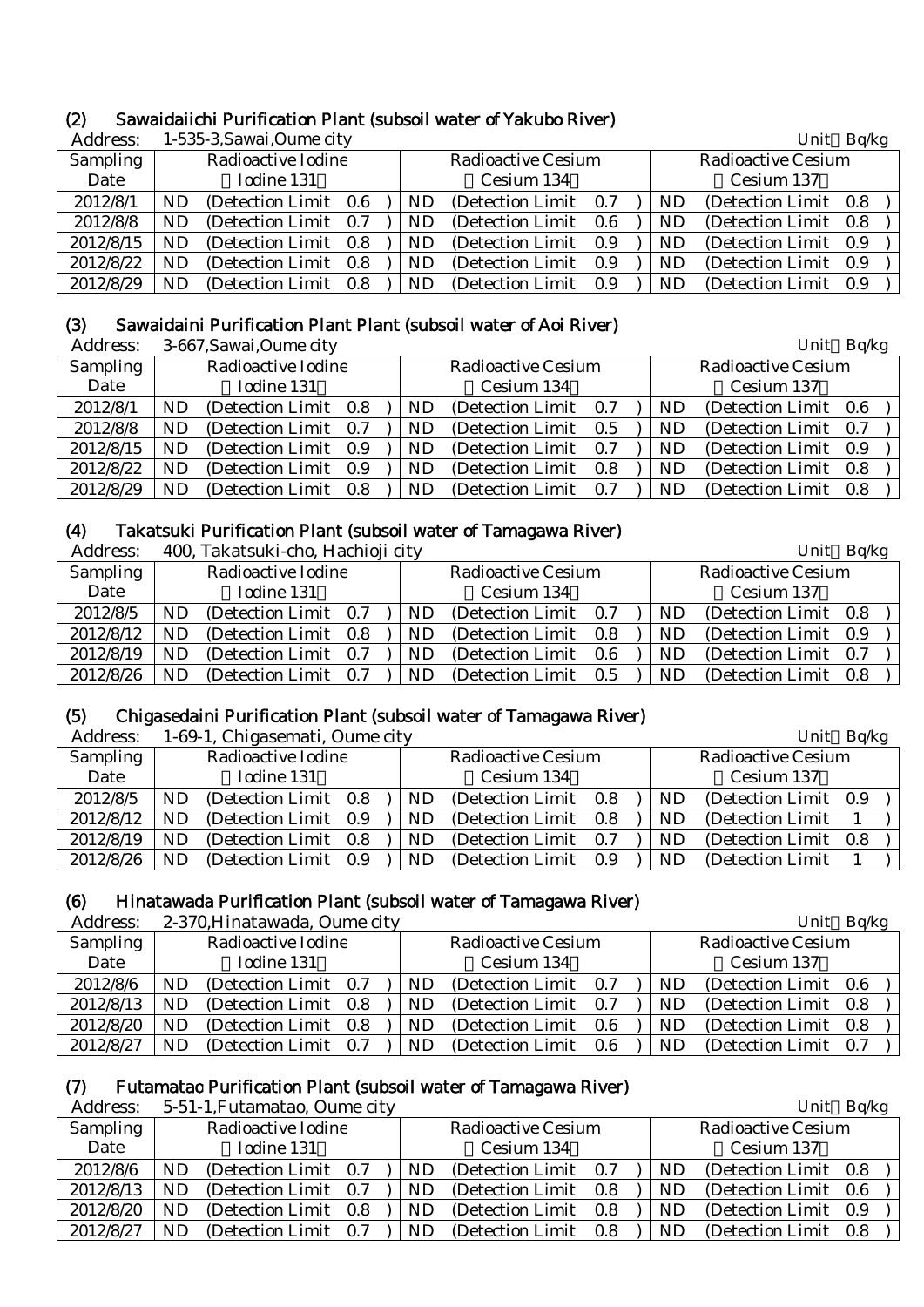### (2) Sawaidaiichi Purification Plant (subsoil water of Yakubo River)

Address: 1-535-3,Sawai,Oume city

Unit：Bq/kg

| Sampling Date | Radioactive Iodine (Iodine 131) | Radioactive Cesium (Cesium 134) | Radioactive Cesium (Cesium 137) |
|---|---|---|---|
| 2012/8/1 | ND (Detection Limit 0.6) | ND (Detection Limit 0.7) | ND (Detection Limit 0.8) |
| 2012/8/8 | ND (Detection Limit 0.7) | ND (Detection Limit 0.6) | ND (Detection Limit 0.8) |
| 2012/8/15 | ND (Detection Limit 0.8) | ND (Detection Limit 0.9) | ND (Detection Limit 0.9) |
| 2012/8/22 | ND (Detection Limit 0.8) | ND (Detection Limit 0.9) | ND (Detection Limit 0.9) |
| 2012/8/29 | ND (Detection Limit 0.8) | ND (Detection Limit 0.9) | ND (Detection Limit 0.9) |

### (3) Sawaidaini Purification Plant Plant (subsoil water of Aoi River)

Address: 3-667,Sawai,Oume city

Unit：Bq/kg

| Sampling Date | Radioactive Iodine (Iodine 131) | Radioactive Cesium (Cesium 134) | Radioactive Cesium (Cesium 137) |
|---|---|---|---|
| 2012/8/1 | ND (Detection Limit 0.8) | ND (Detection Limit 0.7) | ND (Detection Limit 0.6) |
| 2012/8/8 | ND (Detection Limit 0.7) | ND (Detection Limit 0.5) | ND (Detection Limit 0.7) |
| 2012/8/15 | ND (Detection Limit 0.9) | ND (Detection Limit 0.7) | ND (Detection Limit 0.9) |
| 2012/8/22 | ND (Detection Limit 0.9) | ND (Detection Limit 0.8) | ND (Detection Limit 0.8) |
| 2012/8/29 | ND (Detection Limit 0.8) | ND (Detection Limit 0.7) | ND (Detection Limit 0.8) |

### (4) Takatsuki Purification Plant (subsoil water of Tamagawa River)

Address: 400, Takatsuki-cho, Hachioji city

Unit：Bq/kg

| Sampling Date | Radioactive Iodine (Iodine 131) | Radioactive Cesium (Cesium 134) | Radioactive Cesium (Cesium 137) |
|---|---|---|---|
| 2012/8/5 | ND (Detection Limit 0.7) | ND (Detection Limit 0.7) | ND (Detection Limit 0.8) |
| 2012/8/12 | ND (Detection Limit 0.8) | ND (Detection Limit 0.8) | ND (Detection Limit 0.9) |
| 2012/8/19 | ND (Detection Limit 0.7) | ND (Detection Limit 0.6) | ND (Detection Limit 0.7) |
| 2012/8/26 | ND (Detection Limit 0.7) | ND (Detection Limit 0.5) | ND (Detection Limit 0.8) |

### (5) Chigasedaini Purification Plant (subsoil water of Tamagawa River)

Address: 1-69-1, Chigasemati, Oume city

Unit：Bq/kg

| Sampling Date | Radioactive Iodine (Iodine 131) | Radioactive Cesium (Cesium 134) | Radioactive Cesium (Cesium 137) |
|---|---|---|---|
| 2012/8/5 | ND (Detection Limit 0.8) | ND (Detection Limit 0.8) | ND (Detection Limit 0.9) |
| 2012/8/12 | ND (Detection Limit 0.9) | ND (Detection Limit 0.8) | ND (Detection Limit 1) |
| 2012/8/19 | ND (Detection Limit 0.8) | ND (Detection Limit 0.7) | ND (Detection Limit 0.8) |
| 2012/8/26 | ND (Detection Limit 0.9) | ND (Detection Limit 0.9) | ND (Detection Limit 1) |

### (6) Hinatawada Purification Plant (subsoil water of Tamagawa River)

Address: 2-370,Hinatawada, Oume city

Unit：Bq/kg

| Sampling Date | Radioactive Iodine (Iodine 131) | Radioactive Cesium (Cesium 134) | Radioactive Cesium (Cesium 137) |
|---|---|---|---|
| 2012/8/6 | ND (Detection Limit 0.7) | ND (Detection Limit 0.7) | ND (Detection Limit 0.6) |
| 2012/8/13 | ND (Detection Limit 0.8) | ND (Detection Limit 0.7) | ND (Detection Limit 0.8) |
| 2012/8/20 | ND (Detection Limit 0.8) | ND (Detection Limit 0.6) | ND (Detection Limit 0.8) |
| 2012/8/27 | ND (Detection Limit 0.7) | ND (Detection Limit 0.6) | ND (Detection Limit 0.7) |

### (7) Futamatao Purification Plant (subsoil water of Tamagawa River)

Address: 5-51-1,Futamatao, Oume city

Unit：Bq/kg

| Sampling Date | Radioactive Iodine (Iodine 131) | Radioactive Cesium (Cesium 134) | Radioactive Cesium (Cesium 137) |
|---|---|---|---|
| 2012/8/6 | ND (Detection Limit 0.7) | ND (Detection Limit 0.7) | ND (Detection Limit 0.8) |
| 2012/8/13 | ND (Detection Limit 0.7) | ND (Detection Limit 0.8) | ND (Detection Limit 0.6) |
| 2012/8/20 | ND (Detection Limit 0.8) | ND (Detection Limit 0.8) | ND (Detection Limit 0.9) |
| 2012/8/27 | ND (Detection Limit 0.7) | ND (Detection Limit 0.8) | ND (Detection Limit 0.8) |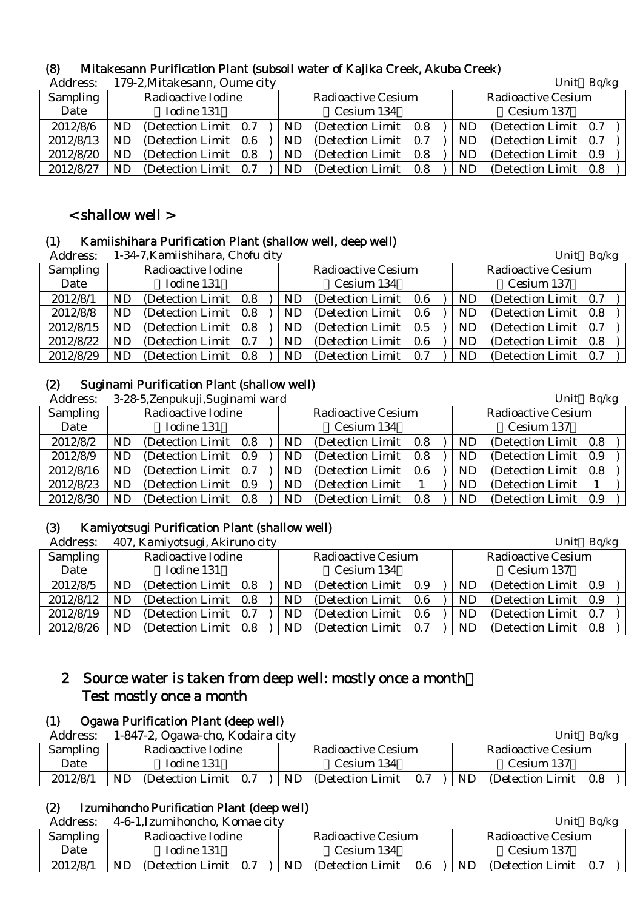### (8) Mitakesann Purification Plant (subsoil water of Kajika Creek, Akuba Creek)

Address: 179-2,Mitakesann, Oume city　　　　　　　　　　　　　　　　　　　　Unit：Bq/kg

| Sampling Date | Radioactive Iodine (Iodine 131) | Radioactive Cesium (Cesium 134) | Radioactive Cesium (Cesium 137) |
|---|---|---|---|
| 2012/8/6 | ND (Detection Limit 0.7) | ND (Detection Limit 0.8) | ND (Detection Limit 0.7) |
| 2012/8/13 | ND (Detection Limit 0.6) | ND (Detection Limit 0.7) | ND (Detection Limit 0.7) |
| 2012/8/20 | ND (Detection Limit 0.8) | ND (Detection Limit 0.8) | ND (Detection Limit 0.9) |
| 2012/8/27 | ND (Detection Limit 0.7) | ND (Detection Limit 0.8) | ND (Detection Limit 0.8) |

## < shallow well >

### (1) Kamiishihara Purification Plant (shallow well, deep well)

Address: 1-34-7,Kamiishihara, Chofu city　　　　　　　　　　　　　　　　　　　　Unit：Bq/kg

| Sampling Date | Radioactive Iodine (Iodine 131) | Radioactive Cesium (Cesium 134) | Radioactive Cesium (Cesium 137) |
|---|---|---|---|
| 2012/8/1 | ND (Detection Limit 0.8) | ND (Detection Limit 0.6) | ND (Detection Limit 0.7) |
| 2012/8/8 | ND (Detection Limit 0.8) | ND (Detection Limit 0.6) | ND (Detection Limit 0.8) |
| 2012/8/15 | ND (Detection Limit 0.8) | ND (Detection Limit 0.5) | ND (Detection Limit 0.7) |
| 2012/8/22 | ND (Detection Limit 0.7) | ND (Detection Limit 0.6) | ND (Detection Limit 0.8) |
| 2012/8/29 | ND (Detection Limit 0.8) | ND (Detection Limit 0.7) | ND (Detection Limit 0.7) |

### (2) Suginami Purification Plant (shallow well)

Address: 3-28-5,Zenpukuji,Suginami ward　　　　　　　　　　　　　　　　　　　　Unit：Bq/kg

| Sampling Date | Radioactive Iodine (Iodine 131) | Radioactive Cesium (Cesium 134) | Radioactive Cesium (Cesium 137) |
|---|---|---|---|
| 2012/8/2 | ND (Detection Limit 0.8) | ND (Detection Limit 0.8) | ND (Detection Limit 0.8) |
| 2012/8/9 | ND (Detection Limit 0.9) | ND (Detection Limit 0.8) | ND (Detection Limit 0.9) |
| 2012/8/16 | ND (Detection Limit 0.7) | ND (Detection Limit 0.6) | ND (Detection Limit 0.8) |
| 2012/8/23 | ND (Detection Limit 0.9) | ND (Detection Limit 1) | ND (Detection Limit 1) |
| 2012/8/30 | ND (Detection Limit 0.8) | ND (Detection Limit 0.8) | ND (Detection Limit 0.9) |

### (3) Kamiyotsugi Purification Plant (shallow well)

Address: 407, Kamiyotsugi, Akiruno city　　　　　　　　　　　　　　　　　　　　Unit：Bq/kg

| Sampling Date | Radioactive Iodine (Iodine 131) | Radioactive Cesium (Cesium 134) | Radioactive Cesium (Cesium 137) |
|---|---|---|---|
| 2012/8/5 | ND (Detection Limit 0.8) | ND (Detection Limit 0.9) | ND (Detection Limit 0.9) |
| 2012/8/12 | ND (Detection Limit 0.8) | ND (Detection Limit 0.6) | ND (Detection Limit 0.9) |
| 2012/8/19 | ND (Detection Limit 0.7) | ND (Detection Limit 0.6) | ND (Detection Limit 0.7) |
| 2012/8/26 | ND (Detection Limit 0.8) | ND (Detection Limit 0.7) | ND (Detection Limit 0.8) |

## 2 Source water is taken from deep well: mostly once a month） Test mostly once a month

### (1) Ogawa Purification Plant (deep well)

Address: 1-847-2, Ogawa-cho, Kodaira city　　　　　　　　　　　　　　　　　　　　Unit：Bq/kg

| Sampling Date | Radioactive Iodine (Iodine 131) | Radioactive Cesium (Cesium 134) | Radioactive Cesium (Cesium 137) |
|---|---|---|---|
| 2012/8/1 | ND (Detection Limit 0.7) | ND (Detection Limit 0.7) | ND (Detection Limit 0.8) |

### (2) Izumihoncho Purification Plant (deep well)

Address: 4-6-1,Izumihoncho, Komae city　　　　　　　　　　　　　　　　　　　　Unit：Bq/kg

| Sampling Date | Radioactive Iodine (Iodine 131) | Radioactive Cesium (Cesium 134) | Radioactive Cesium (Cesium 137) |
|---|---|---|---|
| 2012/8/1 | ND (Detection Limit 0.7) | ND (Detection Limit 0.6) | ND (Detection Limit 0.7) |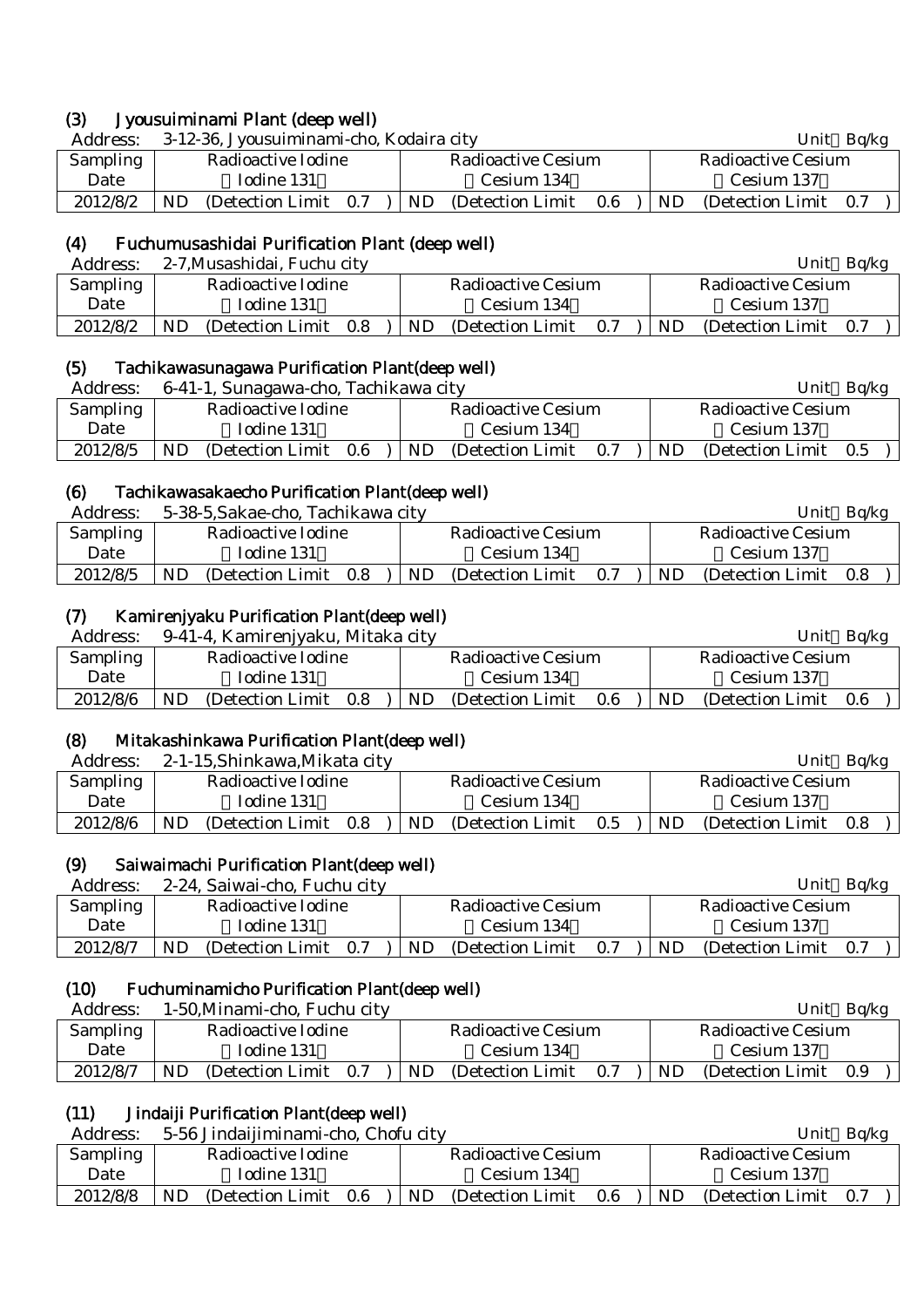### (3) Jyousuiminami Plant (deep well)

Address: 3-12-36, Jyousuiminami-cho, Kodaira city Unit：Bq/kg

| Sampling Date | Radioactive Iodine （Iodine 131） | Radioactive Cesium （Cesium 134） | Radioactive Cesium （Cesium 137） |
|---|---|---|---|
| 2012/8/2 | ND (Detection Limit 0.7 ) | ND (Detection Limit 0.6 ) | ND (Detection Limit 0.7 ) |

### (4) Fuchumusashidai Purification Plant (deep well)

Address: 2-7,Musashidai, Fuchu city Unit：Bq/kg

| Sampling Date | Radioactive Iodine （Iodine 131） | Radioactive Cesium （Cesium 134） | Radioactive Cesium （Cesium 137） |
|---|---|---|---|
| 2012/8/2 | ND (Detection Limit 0.8 ) | ND (Detection Limit 0.7 ) | ND (Detection Limit 0.7 ) |

### (5) Tachikawasunagawa Purification Plant(deep well)

Address: 6-41-1, Sunagawa-cho, Tachikawa city Unit：Bq/kg

| Sampling Date | Radioactive Iodine （Iodine 131） | Radioactive Cesium （Cesium 134） | Radioactive Cesium （Cesium 137） |
|---|---|---|---|
| 2012/8/5 | ND (Detection Limit 0.6 ) | ND (Detection Limit 0.7 ) | ND (Detection Limit 0.5 ) |

### (6) Tachikawasakaecho Purification Plant(deep well)

Address: 5-38-5,Sakae-cho, Tachikawa city Unit：Bq/kg

| Sampling Date | Radioactive Iodine （Iodine 131） | Radioactive Cesium （Cesium 134） | Radioactive Cesium （Cesium 137） |
|---|---|---|---|
| 2012/8/5 | ND (Detection Limit 0.8 ) | ND (Detection Limit 0.7 ) | ND (Detection Limit 0.8 ) |

### (7) Kamirenjyaku Purification Plant(deep well)

Address: 9-41-4, Kamirenjyaku, Mitaka city Unit：Bq/kg

| Sampling Date | Radioactive Iodine （Iodine 131） | Radioactive Cesium （Cesium 134） | Radioactive Cesium （Cesium 137） |
|---|---|---|---|
| 2012/8/6 | ND (Detection Limit 0.8 ) | ND (Detection Limit 0.6 ) | ND (Detection Limit 0.6 ) |

### (8) Mitakashinkawa Purification Plant(deep well)

Address: 2-1-15,Shinkawa,Mikata city Unit：Bq/kg

| Sampling Date | Radioactive Iodine （Iodine 131） | Radioactive Cesium （Cesium 134） | Radioactive Cesium （Cesium 137） |
|---|---|---|---|
| 2012/8/6 | ND (Detection Limit 0.8 ) | ND (Detection Limit 0.5 ) | ND (Detection Limit 0.8 ) |

### (9) Saiwaimachi Purification Plant(deep well)

Address: 2-24, Saiwai-cho, Fuchu city Unit：Bq/kg

| Sampling Date | Radioactive Iodine （Iodine 131） | Radioactive Cesium （Cesium 134） | Radioactive Cesium （Cesium 137） |
|---|---|---|---|
| 2012/8/7 | ND (Detection Limit 0.7 ) | ND (Detection Limit 0.7 ) | ND (Detection Limit 0.7 ) |

### (10) Fuchuminamicho Purification Plant(deep well)

Address: 1-50,Minami-cho, Fuchu city Unit：Bq/kg

| Sampling Date | Radioactive Iodine （Iodine 131） | Radioactive Cesium （Cesium 134） | Radioactive Cesium （Cesium 137） |
|---|---|---|---|
| 2012/8/7 | ND (Detection Limit 0.7 ) | ND (Detection Limit 0.7 ) | ND (Detection Limit 0.9 ) |

### (11) Jindaiji Purification Plant(deep well)

Address: 5-56 Jindaijiminami-cho, Chofu city Unit：Bq/kg

| Sampling Date | Radioactive Iodine （Iodine 131） | Radioactive Cesium （Cesium 134） | Radioactive Cesium （Cesium 137） |
|---|---|---|---|
| 2012/8/8 | ND (Detection Limit 0.6 ) | ND (Detection Limit 0.6 ) | ND (Detection Limit 0.7 ) |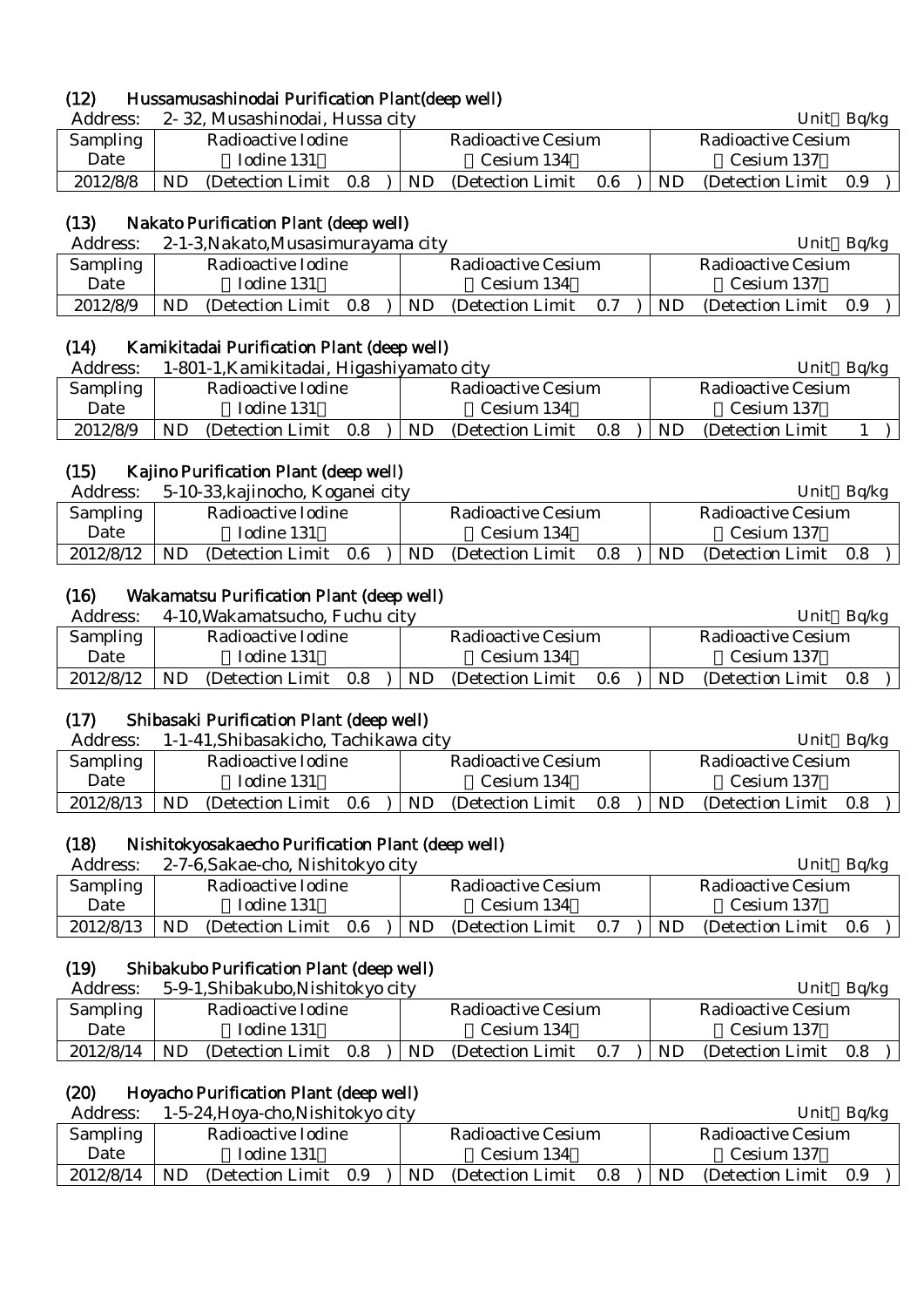### (12) Hussamusashinodai Purification Plant(deep well)

Address: 2- 32, Musashinodai, Hussa city

Unit：Bq/kg

| Sampling Date | Radioactive Iodine （Iodine 131） | Radioactive Cesium （Cesium 134） | Radioactive Cesium （Cesium 137） |
|---|---|---|---|
| 2012/8/8 | ND (Detection Limit 0.8 ) | ND (Detection Limit 0.6 ) | ND (Detection Limit 0.9 ) |

### (13) Nakato Purification Plant (deep well)

Address: 2-1-3,Nakato,Musasimurayama city

Unit：Bq/kg

| Sampling Date | Radioactive Iodine （Iodine 131） | Radioactive Cesium （Cesium 134） | Radioactive Cesium （Cesium 137） |
|---|---|---|---|
| 2012/8/9 | ND (Detection Limit 0.8 ) | ND (Detection Limit 0.7 ) | ND (Detection Limit 0.9 ) |

### (14) Kamikitadai Purification Plant (deep well)

Address: 1-801-1,Kamikitadai, Higashiyamato city

Unit：Bq/kg

| Sampling Date | Radioactive Iodine （Iodine 131） | Radioactive Cesium （Cesium 134） | Radioactive Cesium （Cesium 137） |
|---|---|---|---|
| 2012/8/9 | ND (Detection Limit 0.8 ) | ND (Detection Limit 0.8 ) | ND (Detection Limit 1 ) |

### (15) Kajino Purification Plant (deep well)

Address: 5-10-33,kajinocho, Koganei city

Unit：Bq/kg

| Sampling Date | Radioactive Iodine （Iodine 131） | Radioactive Cesium （Cesium 134） | Radioactive Cesium （Cesium 137） |
|---|---|---|---|
| 2012/8/12 | ND (Detection Limit 0.6 ) | ND (Detection Limit 0.8 ) | ND (Detection Limit 0.8 ) |

### (16) Wakamatsu Purification Plant (deep well)

Address: 4-10,Wakamatsucho, Fuchu city

Unit：Bq/kg

| Sampling Date | Radioactive Iodine （Iodine 131） | Radioactive Cesium （Cesium 134） | Radioactive Cesium （Cesium 137） |
|---|---|---|---|
| 2012/8/12 | ND (Detection Limit 0.8 ) | ND (Detection Limit 0.6 ) | ND (Detection Limit 0.8 ) |

### (17) Shibasaki Purification Plant (deep well)

Address: 1-1-41,Shibasakicho, Tachikawa city

Unit：Bq/kg

| Sampling Date | Radioactive Iodine （Iodine 131） | Radioactive Cesium （Cesium 134） | Radioactive Cesium （Cesium 137） |
|---|---|---|---|
| 2012/8/13 | ND (Detection Limit 0.6 ) | ND (Detection Limit 0.8 ) | ND (Detection Limit 0.8 ) |

### (18) Nishitokyosakaecho Purification Plant (deep well)

Address: 2-7-6,Sakae-cho, Nishitokyo city

Unit：Bq/kg

| Sampling Date | Radioactive Iodine （Iodine 131） | Radioactive Cesium （Cesium 134） | Radioactive Cesium （Cesium 137） |
|---|---|---|---|
| 2012/8/13 | ND (Detection Limit 0.6 ) | ND (Detection Limit 0.7 ) | ND (Detection Limit 0.6 ) |

### (19) Shibakubo Purification Plant (deep well)

Address: 5-9-1,Shibakubo,Nishitokyo city

Unit：Bq/kg

| Sampling Date | Radioactive Iodine （Iodine 131） | Radioactive Cesium （Cesium 134） | Radioactive Cesium （Cesium 137） |
|---|---|---|---|
| 2012/8/14 | ND (Detection Limit 0.8 ) | ND (Detection Limit 0.7 ) | ND (Detection Limit 0.8 ) |

### (20) Hoyacho Purification Plant (deep well)

Address: 1-5-24,Hoya-cho,Nishitokyo city

Unit：Bq/kg

| Sampling Date | Radioactive Iodine （Iodine 131） | Radioactive Cesium （Cesium 134） | Radioactive Cesium （Cesium 137） |
|---|---|---|---|
| 2012/8/14 | ND (Detection Limit 0.9 ) | ND (Detection Limit 0.8 ) | ND (Detection Limit 0.9 ) |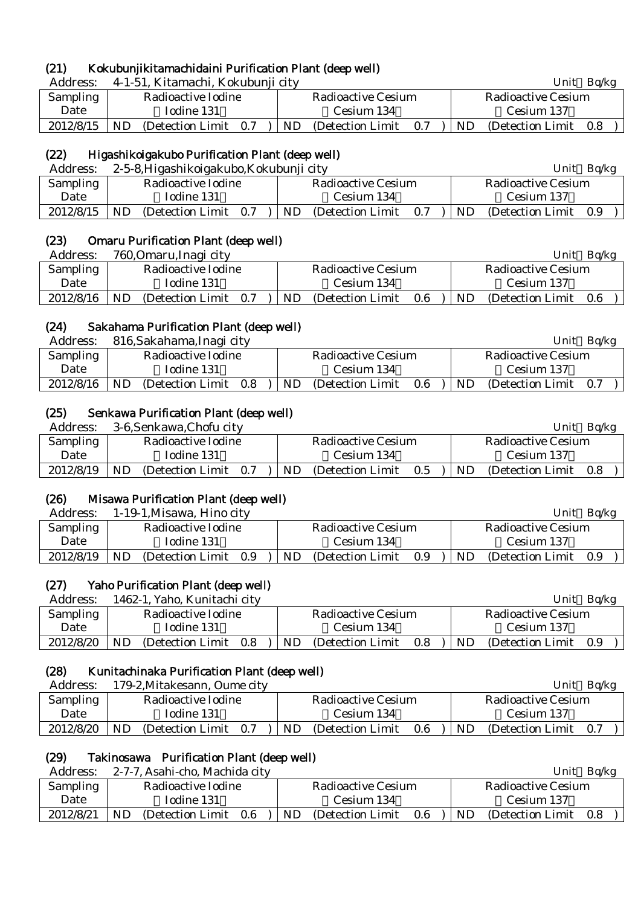## (21) Kokubunjikitamachidaini Purification Plant (deep well)

Address: 4-1-51, Kitamachi, Kokubunji city

Unit：Bq/kg

| Sampling Date | Radioactive Iodine （Iodine 131） | Radioactive Cesium （Cesium 134） | Radioactive Cesium （Cesium 137） |
|---|---|---|---|
| 2012/8/15 | ND (Detection Limit 0.7 ) | ND (Detection Limit 0.7 ) | ND (Detection Limit 0.8 ) |

## (22) Higashikoigakubo Purification Plant (deep well)

Address: 2-5-8,Higashikoigakubo,Kokubunji city

Unit：Bq/kg

| Sampling Date | Radioactive Iodine （Iodine 131） | Radioactive Cesium （Cesium 134） | Radioactive Cesium （Cesium 137） |
|---|---|---|---|
| 2012/8/15 | ND (Detection Limit 0.7 ) | ND (Detection Limit 0.7 ) | ND (Detection Limit 0.9 ) |

## (23) Omaru Purification Plant (deep well)

Address: 760,Omaru,Inagi city

Unit：Bq/kg

| Sampling Date | Radioactive Iodine （Iodine 131） | Radioactive Cesium （Cesium 134） | Radioactive Cesium （Cesium 137） |
|---|---|---|---|
| 2012/8/16 | ND (Detection Limit 0.7 ) | ND (Detection Limit 0.6 ) | ND (Detection Limit 0.6 ) |

## (24) Sakahama Purification Plant (deep well)

Address: 816,Sakahama,Inagi city

Unit：Bq/kg

| Sampling Date | Radioactive Iodine （Iodine 131） | Radioactive Cesium （Cesium 134） | Radioactive Cesium （Cesium 137） |
|---|---|---|---|
| 2012/8/16 | ND (Detection Limit 0.8 ) | ND (Detection Limit 0.6 ) | ND (Detection Limit 0.7 ) |

## (25) Senkawa Purification Plant (deep well)

Address: 3-6,Senkawa,Chofu city

Unit：Bq/kg

| Sampling Date | Radioactive Iodine （Iodine 131） | Radioactive Cesium （Cesium 134） | Radioactive Cesium （Cesium 137） |
|---|---|---|---|
| 2012/8/19 | ND (Detection Limit 0.7 ) | ND (Detection Limit 0.5 ) | ND (Detection Limit 0.8 ) |

## (26) Misawa Purification Plant (deep well)

Address: 1-19-1,Misawa, Hino city

Unit：Bq/kg

| Sampling Date | Radioactive Iodine （Iodine 131） | Radioactive Cesium （Cesium 134） | Radioactive Cesium （Cesium 137） |
|---|---|---|---|
| 2012/8/19 | ND (Detection Limit 0.9 ) | ND (Detection Limit 0.9 ) | ND (Detection Limit 0.9 ) |

## (27) Yaho Purification Plant (deep well)

Address: 1462-1, Yaho, Kunitachi city

Unit：Bq/kg

| Sampling Date | Radioactive Iodine （Iodine 131） | Radioactive Cesium （Cesium 134） | Radioactive Cesium （Cesium 137） |
|---|---|---|---|
| 2012/8/20 | ND (Detection Limit 0.8 ) | ND (Detection Limit 0.8 ) | ND (Detection Limit 0.9 ) |

## (28) Kunitachinaka Purification Plant (deep well)

Address: 179-2,Mitakesann, Oume city

Unit：Bq/kg

| Sampling Date | Radioactive Iodine （Iodine 131） | Radioactive Cesium （Cesium 134） | Radioactive Cesium （Cesium 137） |
|---|---|---|---|
| 2012/8/20 | ND (Detection Limit 0.7 ) | ND (Detection Limit 0.6 ) | ND (Detection Limit 0.7 ) |

## (29) Takinosawa Purification Plant (deep well)

Address: 2-7-7, Asahi-cho, Machida city

Unit：Bq/kg

| Sampling Date | Radioactive Iodine （Iodine 131） | Radioactive Cesium （Cesium 134） | Radioactive Cesium （Cesium 137） |
|---|---|---|---|
| 2012/8/21 | ND (Detection Limit 0.6 ) | ND (Detection Limit 0.6 ) | ND (Detection Limit 0.8 ) |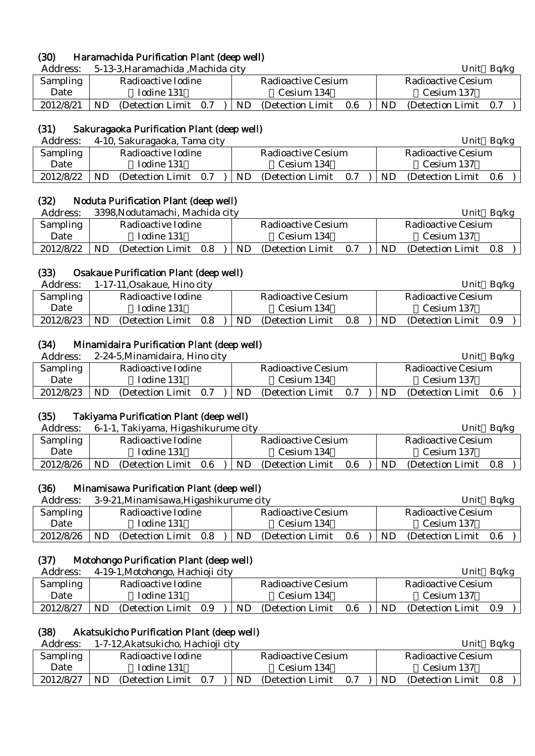### (30) Haramachida Purification Plant (deep well)

Address: 5-13-3,Haramachida ,Machida city

Unit：Bq/kg

| Sampling Date | Radioactive Iodine （Iodine 131） | Radioactive Cesium （Cesium 134） | Radioactive Cesium （Cesium 137） |
|---|---|---|---|
| 2012/8/21 | ND (Detection Limit 0.7 ) | ND (Detection Limit 0.6 ) | ND (Detection Limit 0.7 ) |

### (31) Sakuragaoka Purification Plant (deep well)

Address: 4-10, Sakuragaoka, Tama city

Unit：Bq/kg

| Sampling Date | Radioactive Iodine （Iodine 131） | Radioactive Cesium （Cesium 134） | Radioactive Cesium （Cesium 137） |
|---|---|---|---|
| 2012/8/22 | ND (Detection Limit 0.7 ) | ND (Detection Limit 0.7 ) | ND (Detection Limit 0.6 ) |

### (32) Noduta Purification Plant (deep well)

Address: 3398,Nodutamachi, Machida city

Unit：Bq/kg

| Sampling Date | Radioactive Iodine （Iodine 131） | Radioactive Cesium （Cesium 134） | Radioactive Cesium （Cesium 137） |
|---|---|---|---|
| 2012/8/22 | ND (Detection Limit 0.8 ) | ND (Detection Limit 0.7 ) | ND (Detection Limit 0.8 ) |

### (33) Osakaue Purification Plant (deep well)

Address: 1-17-11,Osakaue, Hino city

Unit：Bq/kg

| Sampling Date | Radioactive Iodine （Iodine 131） | Radioactive Cesium （Cesium 134） | Radioactive Cesium （Cesium 137） |
|---|---|---|---|
| 2012/8/23 | ND (Detection Limit 0.8 ) | ND (Detection Limit 0.8 ) | ND (Detection Limit 0.9 ) |

### (34) Minamidaira Purification Plant (deep well)

Address: 2-24-5,Minamidaira, Hino city

Unit：Bq/kg

| Sampling Date | Radioactive Iodine （Iodine 131） | Radioactive Cesium （Cesium 134） | Radioactive Cesium （Cesium 137） |
|---|---|---|---|
| 2012/8/23 | ND (Detection Limit 0.7 ) | ND (Detection Limit 0.7 ) | ND (Detection Limit 0.6 ) |

### (35) Takiyama Purification Plant (deep well)

Address: 6-1-1, Takiyama, Higashikurume city

Unit：Bq/kg

| Sampling Date | Radioactive Iodine （Iodine 131） | Radioactive Cesium （Cesium 134） | Radioactive Cesium （Cesium 137） |
|---|---|---|---|
| 2012/8/26 | ND (Detection Limit 0.6 ) | ND (Detection Limit 0.6 ) | ND (Detection Limit 0.8 ) |

### (36) Minamisawa Purification Plant (deep well)

Address: 3-9-21,Minamisawa,Higashikurume city

Unit：Bq/kg

| Sampling Date | Radioactive Iodine （Iodine 131） | Radioactive Cesium （Cesium 134） | Radioactive Cesium （Cesium 137） |
|---|---|---|---|
| 2012/8/26 | ND (Detection Limit 0.8 ) | ND (Detection Limit 0.6 ) | ND (Detection Limit 0.6 ) |

### (37) Motohongo Purification Plant (deep well)

Address: 4-19-1,Motohongo, Hachioji city

Unit：Bq/kg

| Sampling Date | Radioactive Iodine （Iodine 131） | Radioactive Cesium （Cesium 134） | Radioactive Cesium （Cesium 137） |
|---|---|---|---|
| 2012/8/27 | ND (Detection Limit 0.9 ) | ND (Detection Limit 0.6 ) | ND (Detection Limit 0.9 ) |

### (38) Akatsukicho Purification Plant (deep well)

Address: 1-7-12,Akatsukicho, Hachioji city

Unit：Bq/kg

| Sampling Date | Radioactive Iodine （Iodine 131） | Radioactive Cesium （Cesium 134） | Radioactive Cesium （Cesium 137） |
|---|---|---|---|
| 2012/8/27 | ND (Detection Limit 0.7 ) | ND (Detection Limit 0.7 ) | ND (Detection Limit 0.8 ) |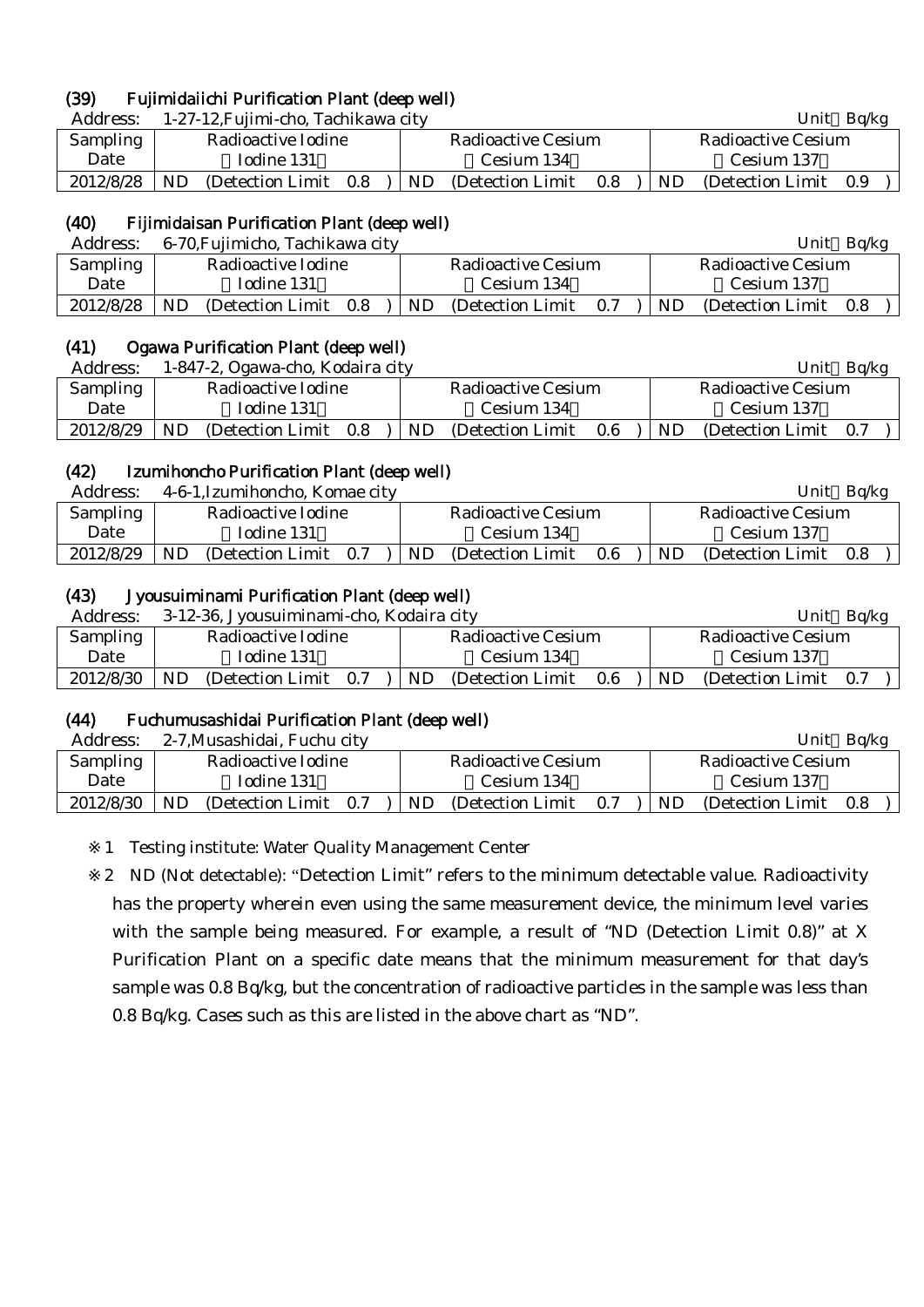### (39) Fujimidaiichi Purification Plant (deep well)

Address: 1-27-12,Fujimi-cho, Tachikawa city

Unit：Bq/kg

| Sampling Date | Radioactive Iodine （Iodine 131） | Radioactive Cesium （Cesium 134） | Radioactive Cesium （Cesium 137） |
|---|---|---|---|
| 2012/8/28 | ND (Detection Limit 0.8 ) | ND (Detection Limit 0.8 ) | ND (Detection Limit 0.9 ) |

### (40) Fijimidaisan Purification Plant (deep well)

Address: 6-70,Fujimicho, Tachikawa city

Unit：Bq/kg

| Sampling Date | Radioactive Iodine （Iodine 131） | Radioactive Cesium （Cesium 134） | Radioactive Cesium （Cesium 137） |
|---|---|---|---|
| 2012/8/28 | ND (Detection Limit 0.8 ) | ND (Detection Limit 0.7 ) | ND (Detection Limit 0.8 ) |

### (41) Ogawa Purification Plant (deep well)

Address: 1-847-2, Ogawa-cho, Kodaira city

Unit：Bq/kg

| Sampling Date | Radioactive Iodine （Iodine 131） | Radioactive Cesium （Cesium 134） | Radioactive Cesium （Cesium 137） |
|---|---|---|---|
| 2012/8/29 | ND (Detection Limit 0.8 ) | ND (Detection Limit 0.6 ) | ND (Detection Limit 0.7 ) |

### (42) Izumihoncho Purification Plant (deep well)

Address: 4-6-1,Izumihoncho, Komae city

Unit：Bq/kg

| Sampling Date | Radioactive Iodine （Iodine 131） | Radioactive Cesium （Cesium 134） | Radioactive Cesium （Cesium 137） |
|---|---|---|---|
| 2012/8/29 | ND (Detection Limit 0.7 ) | ND (Detection Limit 0.6 ) | ND (Detection Limit 0.8 ) |

### (43) Jyousuiminami Purification Plant (deep well)

Address: 3-12-36, Jyousuiminami-cho, Kodaira city

Unit：Bq/kg

| Sampling Date | Radioactive Iodine （Iodine 131） | Radioactive Cesium （Cesium 134） | Radioactive Cesium （Cesium 137） |
|---|---|---|---|
| 2012/8/30 | ND (Detection Limit 0.7 ) | ND (Detection Limit 0.6 ) | ND (Detection Limit 0.7 ) |

### (44) Fuchumusashidai Purification Plant (deep well)

Address: 2-7,Musashidai, Fuchu city

Unit：Bq/kg

| Sampling Date | Radioactive Iodine （Iodine 131） | Radioactive Cesium （Cesium 134） | Radioactive Cesium （Cesium 137） |
|---|---|---|---|
| 2012/8/30 | ND (Detection Limit 0.7 ) | ND (Detection Limit 0.7 ) | ND (Detection Limit 0.8 ) |

※1 Testing institute: Water Quality Management Center

※2 ND (Not detectable): "Detection Limit" refers to the minimum detectable value. Radioactivity has the property wherein even using the same measurement device, the minimum level varies with the sample being measured. For example, a result of "ND (Detection Limit 0.8)" at X Purification Plant on a specific date means that the minimum measurement for that day's sample was 0.8 Bq/kg, but the concentration of radioactive particles in the sample was less than 0.8 Bq/kg. Cases such as this are listed in the above chart as "ND".